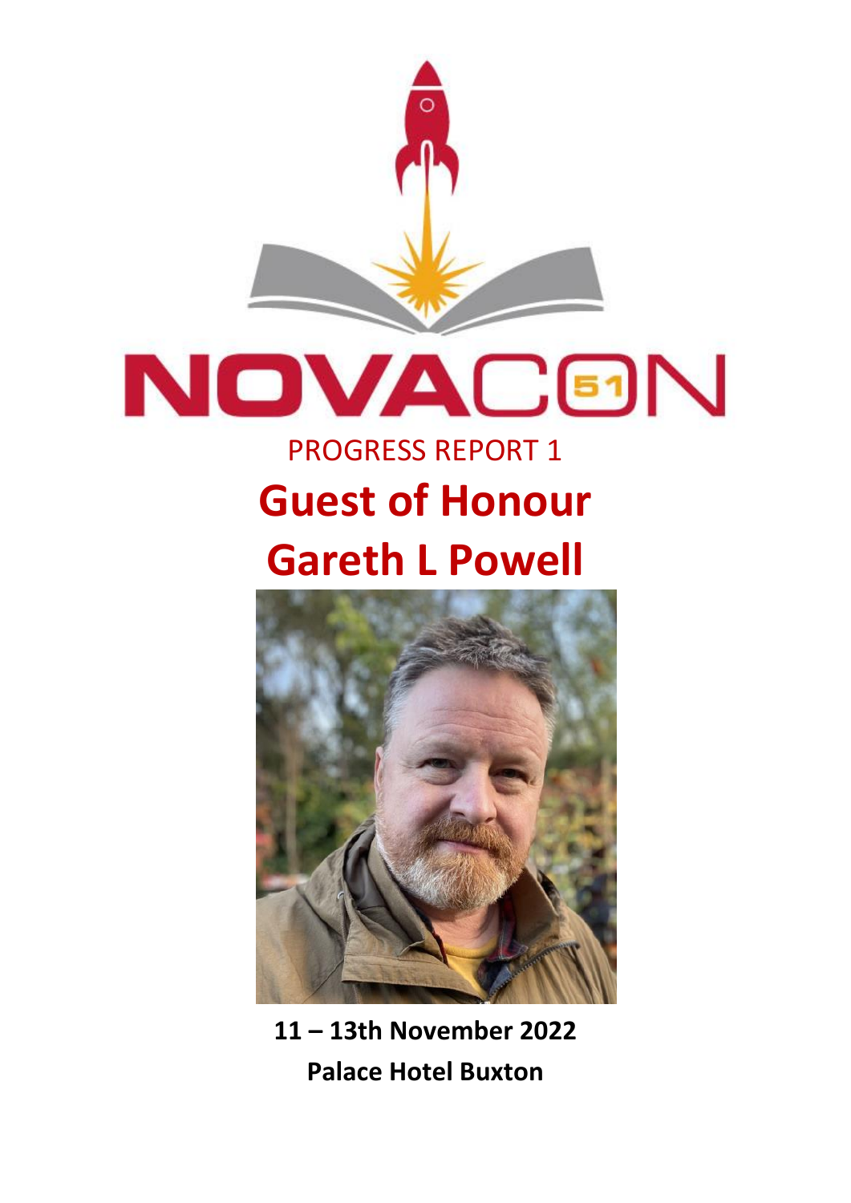# NOVACON 51

PROGRESS REPORT 1

## Guest of Honour

## Gareth L Powell

**11 – 13th November 2022**

**Palace Hotel Buxton**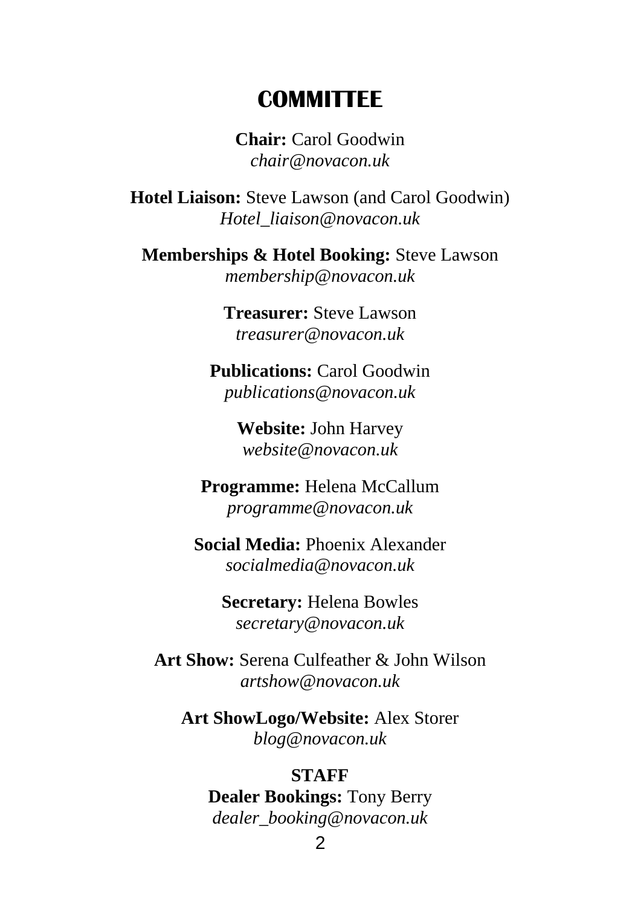# COMMITTEE

**Chair:** Carol Goodwin
*chair@novacon.uk*

**Hotel Liaison:** Steve Lawson (and Carol Goodwin)
*Hotel_liaison@novacon.uk*

**Memberships & Hotel Booking:** Steve Lawson
*membership@novacon.uk*

**Treasurer:** Steve Lawson
*treasurer@novacon.uk*

**Publications:** Carol Goodwin
*publications@novacon.uk*

**Website:** John Harvey
*website@novacon.uk*

**Programme:** Helena McCallum
*programme@novacon.uk*

**Social Media:** Phoenix Alexander
*socialmedia@novacon.uk*

**Secretary:** Helena Bowles
*secretary@novacon.uk*

**Art Show:** Serena Culfeather & John Wilson
*artshow@novacon.uk*

**Art ShowLogo/Website:** Alex Storer
*blog@novacon.uk*

**STAFF**

**Dealer Bookings:** Tony Berry
*dealer_booking@novacon.uk*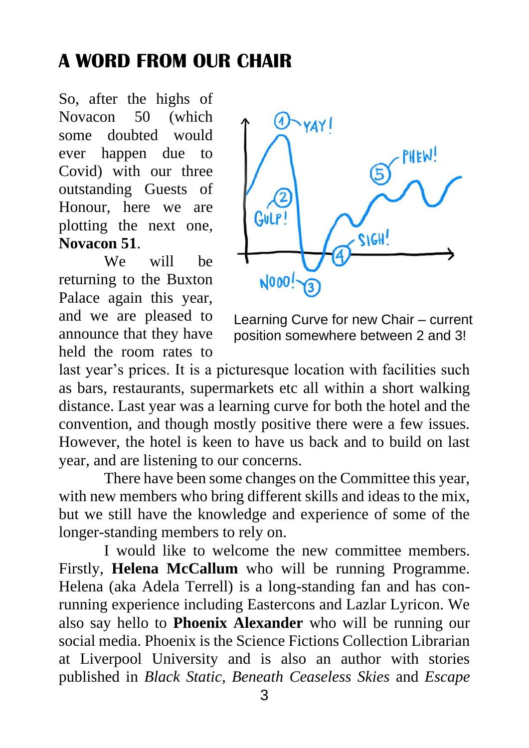## A WORD FROM OUR CHAIR

So, after the highs of Novacon 50 (which some doubted would ever happen due to Covid) with our three outstanding Guests of Honour, here we are plotting the next one, **Novacon 51**.

We will be returning to the Buxton Palace again this year, and we are pleased to announce that they have held the room rates to last year's prices. It is a picturesque location with facilities such as bars, restaurants, supermarkets etc all within a short walking distance. Last year was a learning curve for both the hotel and the convention, and though mostly positive there were a few issues. However, the hotel is keen to have us back and to build on last year, and are listening to our concerns.

Learning Curve for new Chair – current position somewhere between 2 and 3!

There have been some changes on the Committee this year, with new members who bring different skills and ideas to the mix, but we still have the knowledge and experience of some of the longer-standing members to rely on.

I would like to welcome the new committee members. Firstly, **Helena McCallum** who will be running Programme. Helena (aka Adela Terrell) is a long-standing fan and has con-running experience including Eastercons and Lazlar Lyricon. We also say hello to **Phoenix Alexander** who will be running our social media. Phoenix is the Science Fictions Collection Librarian at Liverpool University and is also an author with stories published in *Black Static*, *Beneath Ceaseless Skies* and *Escape*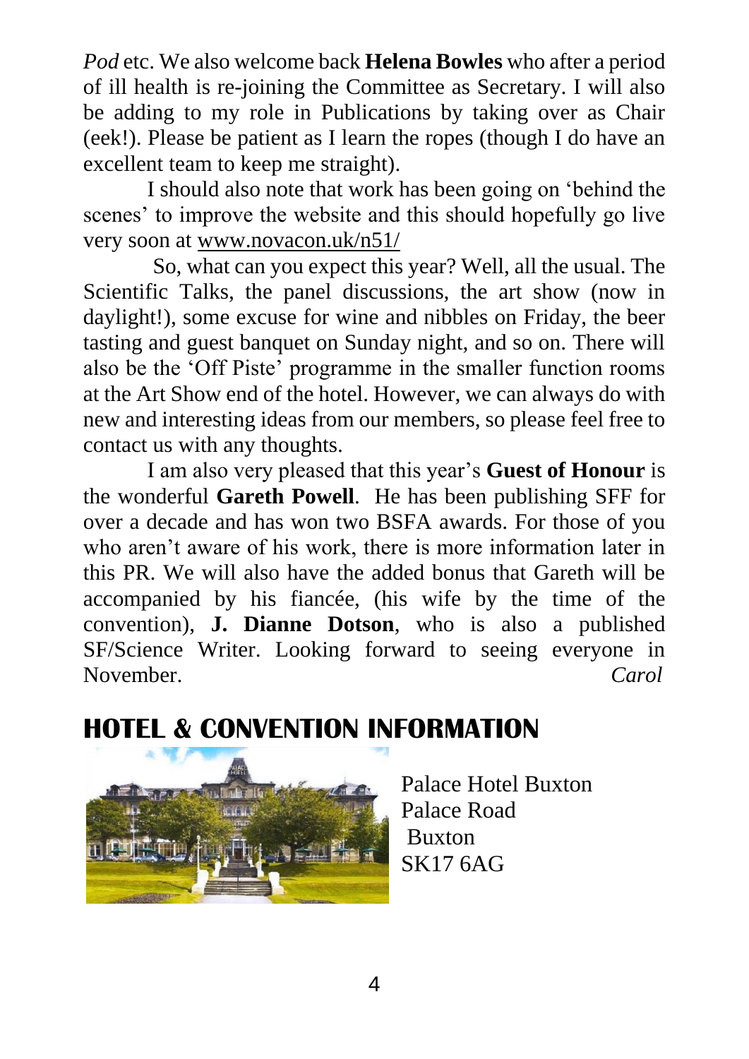*Pod* etc. We also welcome back **Helena Bowles** who after a period of ill health is re-joining the Committee as Secretary. I will also be adding to my role in Publications by taking over as Chair (eek!). Please be patient as I learn the ropes (though I do have an excellent team to keep me straight).

I should also note that work has been going on 'behind the scenes' to improve the website and this should hopefully go live very soon at www.novacon.uk/n51/

So, what can you expect this year? Well, all the usual. The Scientific Talks, the panel discussions, the art show (now in daylight!), some excuse for wine and nibbles on Friday, the beer tasting and guest banquet on Sunday night, and so on. There will also be the 'Off Piste' programme in the smaller function rooms at the Art Show end of the hotel. However, we can always do with new and interesting ideas from our members, so please feel free to contact us with any thoughts.

I am also very pleased that this year's **Guest of Honour** is the wonderful **Gareth Powell**. He has been publishing SFF for over a decade and has won two BSFA awards. For those of you who aren't aware of his work, there is more information later in this PR. We will also have the added bonus that Gareth will be accompanied by his fiancée, (his wife by the time of the convention), **J. Dianne Dotson**, who is also a published SF/Science Writer. Looking forward to seeing everyone in November. *Carol*

## HOTEL & CONVENTION INFORMATION

Palace Hotel Buxton
Palace Road
Buxton
SK17 6AG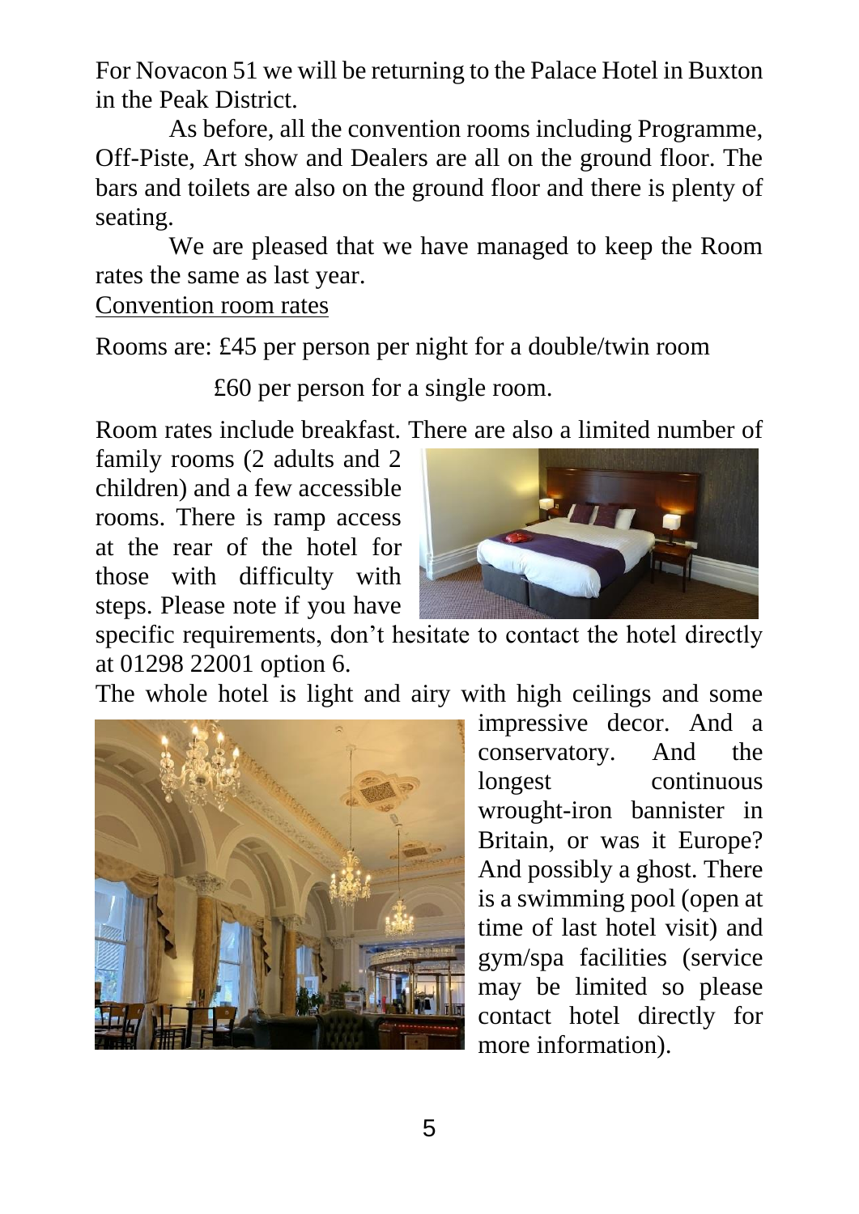For Novacon 51 we will be returning to the Palace Hotel in Buxton in the Peak District.

As before, all the convention rooms including Programme, Off-Piste, Art show and Dealers are all on the ground floor. The bars and toilets are also on the ground floor and there is plenty of seating.

We are pleased that we have managed to keep the Room rates the same as last year.

Convention room rates

Rooms are: £45 per person per night for a double/twin room

£60 per person for a single room.

Room rates include breakfast. There are also a limited number of family rooms (2 adults and 2 children) and a few accessible rooms. There is ramp access at the rear of the hotel for those with difficulty with steps. Please note if you have specific requirements, don't hesitate to contact the hotel directly at 01298 22001 option 6.

The whole hotel is light and airy with high ceilings and some impressive decor. And a conservatory. And the longest continuous wrought-iron bannister in Britain, or was it Europe? And possibly a ghost. There is a swimming pool (open at time of last hotel visit) and gym/spa facilities (service may be limited so please contact hotel directly for more information).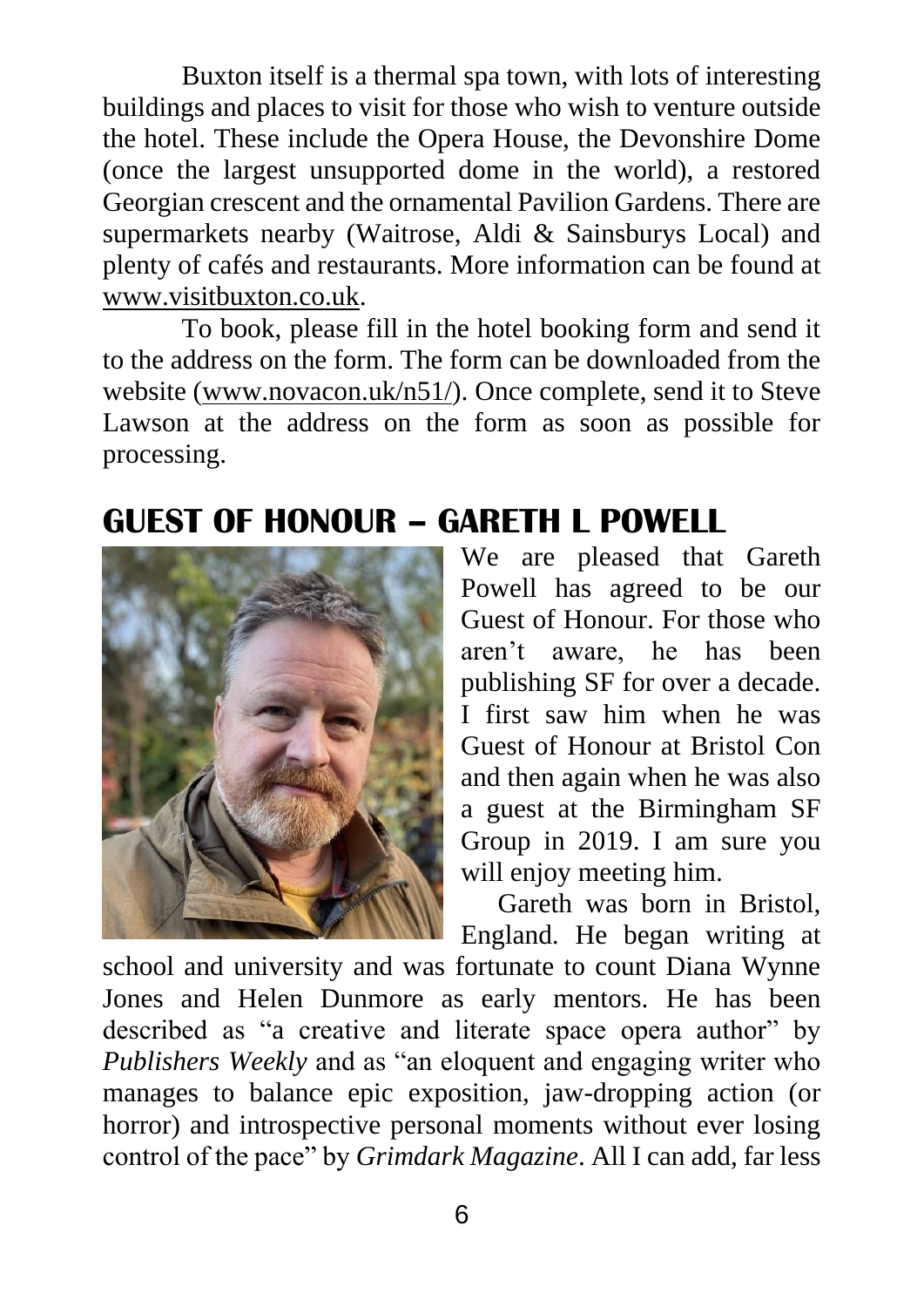Buxton itself is a thermal spa town, with lots of interesting buildings and places to visit for those who wish to venture outside the hotel. These include the Opera House, the Devonshire Dome (once the largest unsupported dome in the world), a restored Georgian crescent and the ornamental Pavilion Gardens. There are supermarkets nearby (Waitrose, Aldi & Sainsburys Local) and plenty of cafés and restaurants. More information can be found at www.visitbuxton.co.uk.

To book, please fill in the hotel booking form and send it to the address on the form. The form can be downloaded from the website (www.novacon.uk/n51/). Once complete, send it to Steve Lawson at the address on the form as soon as possible for processing.

## GUEST OF HONOUR – GARETH L POWELL

We are pleased that Gareth Powell has agreed to be our Guest of Honour. For those who aren't aware, he has been publishing SF for over a decade. I first saw him when he was Guest of Honour at Bristol Con and then again when he was also a guest at the Birmingham SF Group in 2019. I am sure you will enjoy meeting him.

Gareth was born in Bristol, England. He began writing at school and university and was fortunate to count Diana Wynne Jones and Helen Dunmore as early mentors. He has been described as "a creative and literate space opera author" by *Publishers Weekly* and as "an eloquent and engaging writer who manages to balance epic exposition, jaw-dropping action (or horror) and introspective personal moments without ever losing control of the pace" by *Grimdark Magazine*. All I can add, far less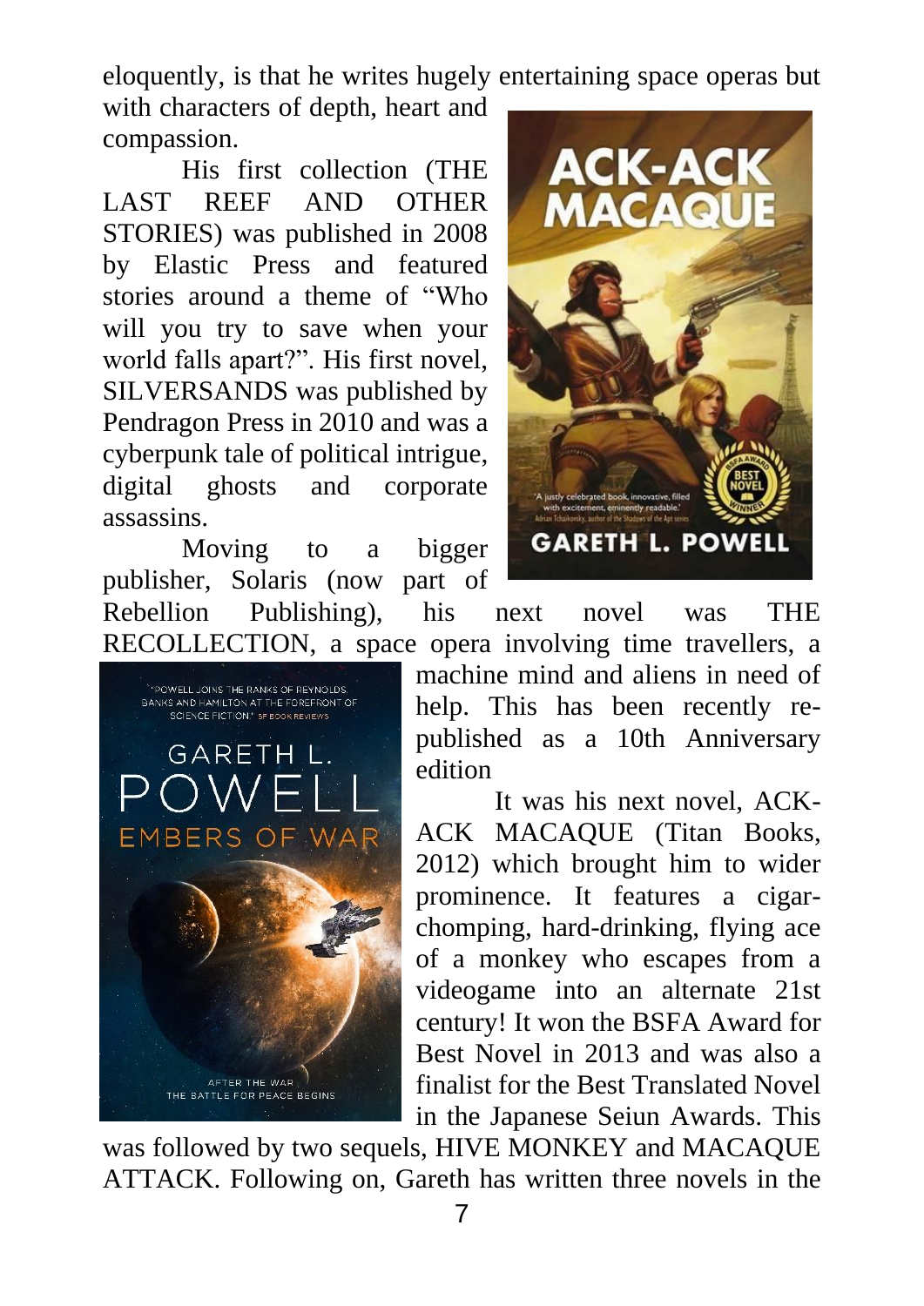eloquently, is that he writes hugely entertaining space operas but with characters of depth, heart and compassion.

His first collection (THE LAST REEF AND OTHER STORIES) was published in 2008 by Elastic Press and featured stories around a theme of "Who will you try to save when your world falls apart?". His first novel, SILVERSANDS was published by Pendragon Press in 2010 and was a cyberpunk tale of political intrigue, digital ghosts and corporate assassins.

Moving to a bigger publisher, Solaris (now part of Rebellion Publishing), his next novel was THE RECOLLECTION, a space opera involving time travellers, a machine mind and aliens in need of help. This has been recently re-published as a 10th Anniversary edition

It was his next novel, ACK-ACK MACAQUE (Titan Books, 2012) which brought him to wider prominence. It features a cigar-chomping, hard-drinking, flying ace of a monkey who escapes from a videogame into an alternate 21st century! It won the BSFA Award for Best Novel in 2013 and was also a finalist for the Best Translated Novel in the Japanese Seiun Awards. This was followed by two sequels, HIVE MONKEY and MACAQUE ATTACK. Following on, Gareth has written three novels in the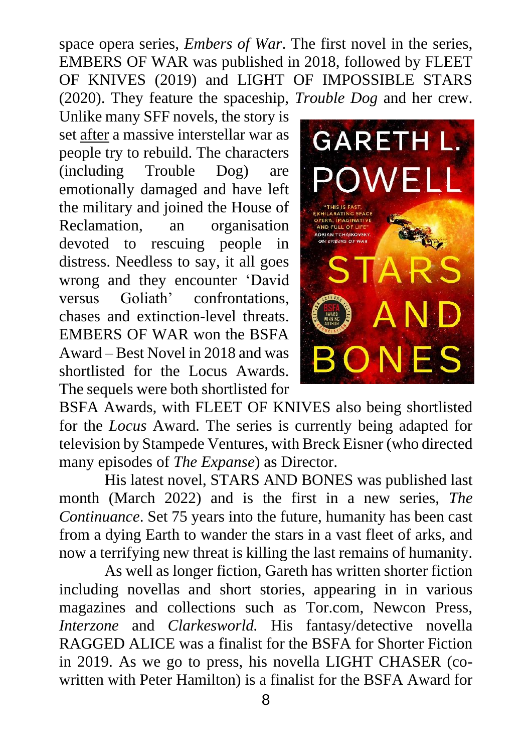space opera series, *Embers of War*. The first novel in the series, EMBERS OF WAR was published in 2018, followed by FLEET OF KNIVES (2019) and LIGHT OF IMPOSSIBLE STARS (2020). They feature the spaceship, *Trouble Dog* and her crew. Unlike many SFF novels, the story is set after a massive interstellar war as people try to rebuild. The characters (including Trouble Dog) are emotionally damaged and have left the military and joined the House of Reclamation, an organisation devoted to rescuing people in distress. Needless to say, it all goes wrong and they encounter 'David versus Goliath' confrontations, chases and extinction-level threats. EMBERS OF WAR won the BSFA Award – Best Novel in 2018 and was shortlisted for the Locus Awards. The sequels were both shortlisted for BSFA Awards, with FLEET OF KNIVES also being shortlisted for the *Locus* Award. The series is currently being adapted for television by Stampede Ventures, with Breck Eisner (who directed many episodes of *The Expanse*) as Director.

His latest novel, STARS AND BONES was published last month (March 2022) and is the first in a new series, *The Continuance*. Set 75 years into the future, humanity has been cast from a dying Earth to wander the stars in a vast fleet of arks, and now a terrifying new threat is killing the last remains of humanity.

As well as longer fiction, Gareth has written shorter fiction including novellas and short stories, appearing in in various magazines and collections such as Tor.com, Newcon Press, *Interzone* and *Clarkesworld.* His fantasy/detective novella RAGGED ALICE was a finalist for the BSFA for Shorter Fiction in 2019. As we go to press, his novella LIGHT CHASER (co-written with Peter Hamilton) is a finalist for the BSFA Award for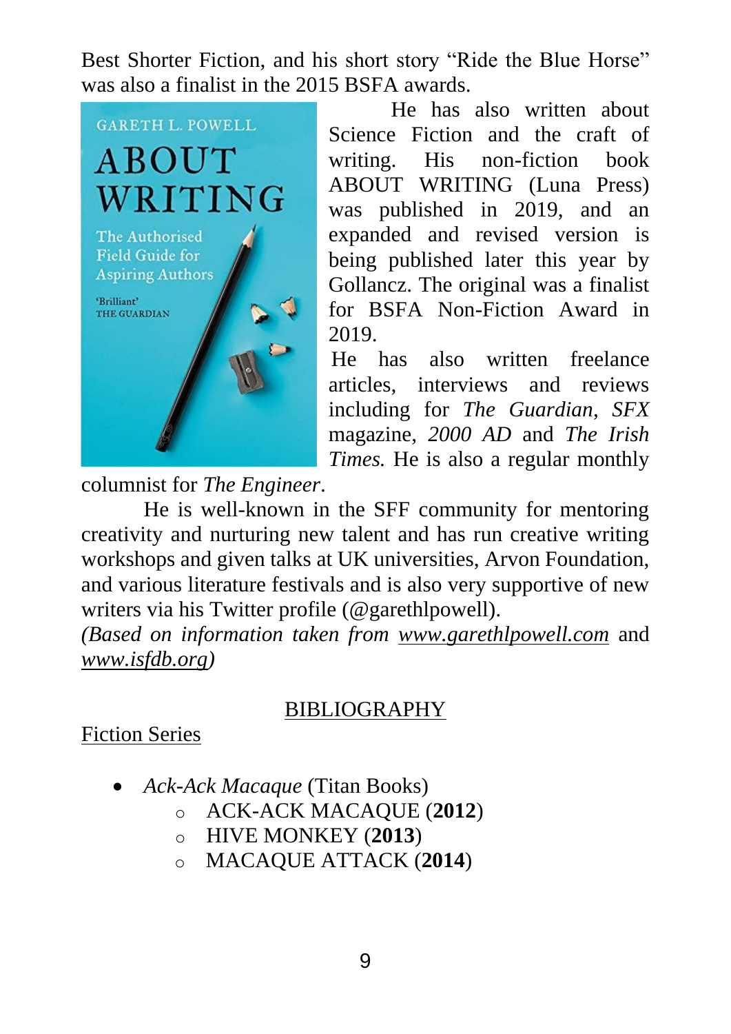Best Shorter Fiction, and his short story "Ride the Blue Horse" was also a finalist in the 2015 BSFA awards.

He has also written about Science Fiction and the craft of writing. His non-fiction book ABOUT WRITING (Luna Press) was published in 2019, and an expanded and revised version is being published later this year by Gollancz. The original was a finalist for BSFA Non-Fiction Award in 2019.

He has also written freelance articles, interviews and reviews including for *The Guardian*, *SFX* magazine, *2000 AD* and *The Irish Times.* He is also a regular monthly columnist for *The Engineer*.

He is well-known in the SFF community for mentoring creativity and nurturing new talent and has run creative writing workshops and given talks at UK universities, Arvon Foundation, and various literature festivals and is also very supportive of new writers via his Twitter profile (@garethlpowell).

*(Based on information taken from* *www.garethlpowell.com* and *www.isfdb.org)*

## BIBLIOGRAPHY

### Fiction Series

- *Ack-Ack Macaque* (Titan Books)
  - ACK-ACK MACAQUE (**2012**)
  - HIVE MONKEY (**2013**)
  - MACAQUE ATTACK (**2014**)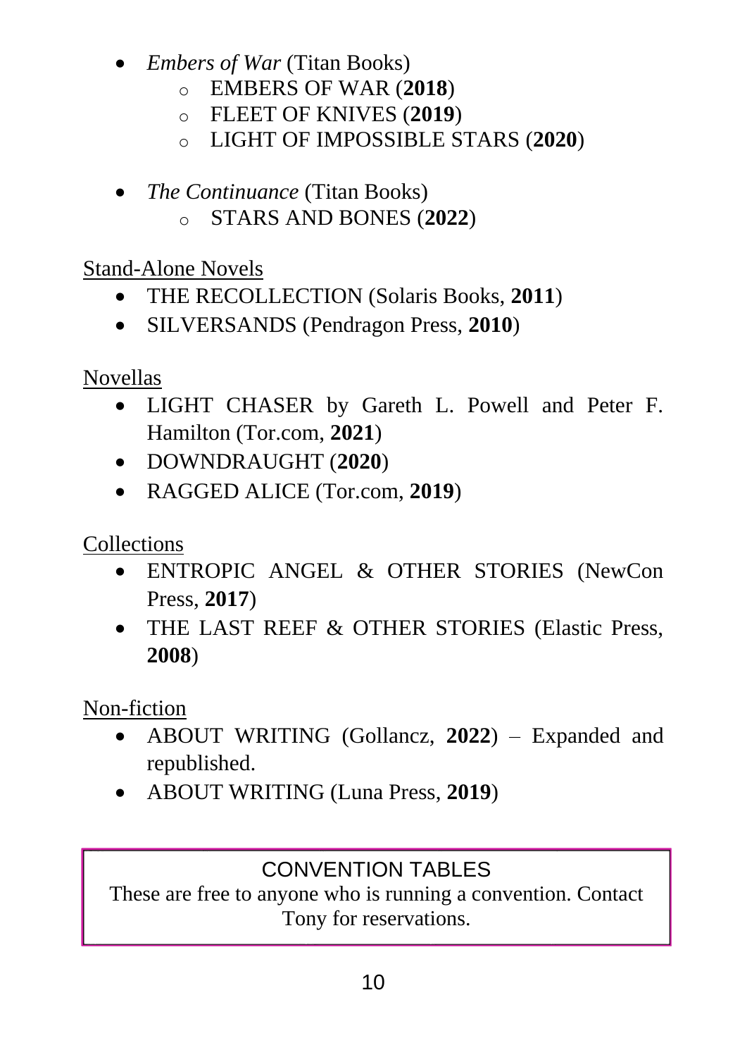- *Embers of War* (Titan Books)
  - EMBERS OF WAR (**2018**)
  - FLEET OF KNIVES (**2019**)
  - LIGHT OF IMPOSSIBLE STARS (**2020**)

- *The Continuance* (Titan Books)
  - STARS AND BONES (**2022**)

Stand-Alone Novels

- THE RECOLLECTION (Solaris Books, **2011**)
- SILVERSANDS (Pendragon Press, **2010**)

Novellas

- LIGHT CHASER by Gareth L. Powell and Peter F. Hamilton (Tor.com, **2021**)
- DOWNDRAUGHT (**2020**)
- RAGGED ALICE (Tor.com, **2019**)

Collections

- ENTROPIC ANGEL & OTHER STORIES (NewCon Press, **2017**)
- THE LAST REEF & OTHER STORIES (Elastic Press, **2008**)

Non-fiction

- ABOUT WRITING (Gollancz, **2022**) – Expanded and republished.
- ABOUT WRITING (Luna Press, **2019**)

CONVENTION TABLES

These are free to anyone who is running a convention. Contact Tony for reservations.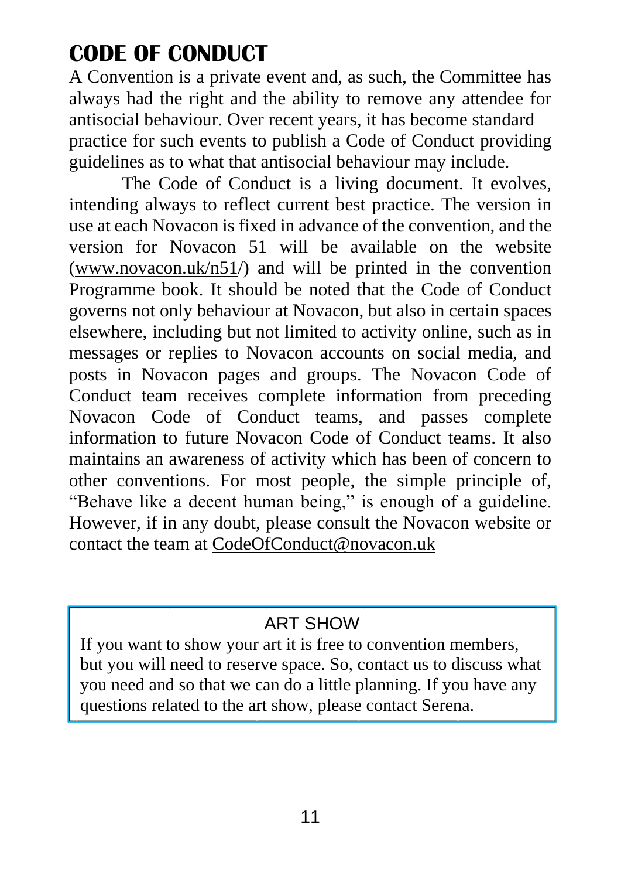# CODE OF CONDUCT

A Convention is a private event and, as such, the Committee has always had the right and the ability to remove any attendee for antisocial behaviour. Over recent years, it has become standard practice for such events to publish a Code of Conduct providing guidelines as to what that antisocial behaviour may include.

The Code of Conduct is a living document. It evolves, intending always to reflect current best practice. The version in use at each Novacon is fixed in advance of the convention, and the version for Novacon 51 will be available on the website (www.novacon.uk/n51/) and will be printed in the convention Programme book. It should be noted that the Code of Conduct governs not only behaviour at Novacon, but also in certain spaces elsewhere, including but not limited to activity online, such as in messages or replies to Novacon accounts on social media, and posts in Novacon pages and groups. The Novacon Code of Conduct team receives complete information from preceding Novacon Code of Conduct teams, and passes complete information to future Novacon Code of Conduct teams. It also maintains an awareness of activity which has been of concern to other conventions. For most people, the simple principle of, "Behave like a decent human being," is enough of a guideline. However, if in any doubt, please consult the Novacon website or contact the team at CodeOfConduct@novacon.uk

## ART SHOW

If you want to show your art it is free to convention members, but you will need to reserve space. So, contact us to discuss what you need and so that we can do a little planning. If you have any questions related to the art show, please contact Serena.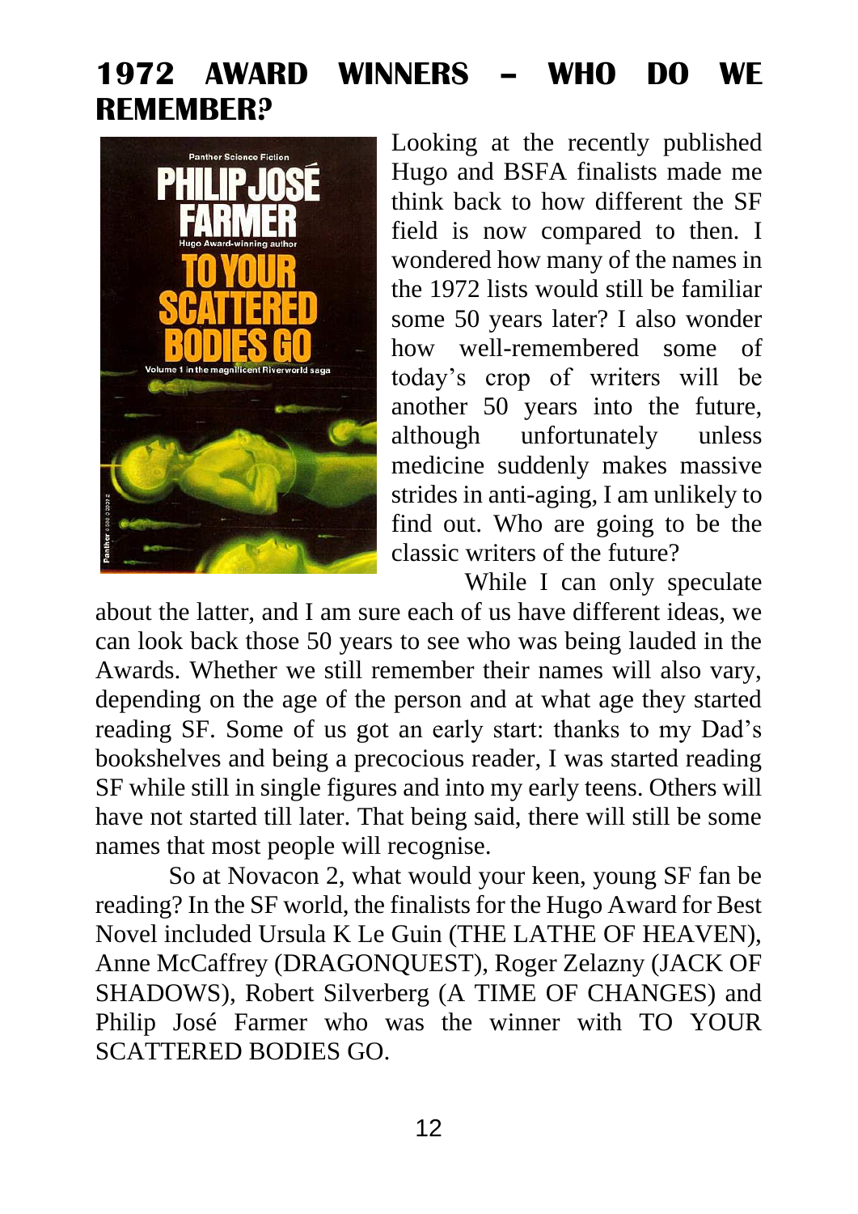## 1972 AWARD WINNERS – WHO DO WE REMEMBER?

Looking at the recently published Hugo and BSFA finalists made me think back to how different the SF field is now compared to then. I wondered how many of the names in the 1972 lists would still be familiar some 50 years later? I also wonder how well-remembered some of today's crop of writers will be another 50 years into the future, although unfortunately unless medicine suddenly makes massive strides in anti-aging, I am unlikely to find out. Who are going to be the classic writers of the future?

While I can only speculate about the latter, and I am sure each of us have different ideas, we can look back those 50 years to see who was being lauded in the Awards. Whether we still remember their names will also vary, depending on the age of the person and at what age they started reading SF. Some of us got an early start: thanks to my Dad's bookshelves and being a precocious reader, I was started reading SF while still in single figures and into my early teens. Others will have not started till later. That being said, there will still be some names that most people will recognise.

So at Novacon 2, what would your keen, young SF fan be reading? In the SF world, the finalists for the Hugo Award for Best Novel included Ursula K Le Guin (THE LATHE OF HEAVEN), Anne McCaffrey (DRAGONQUEST), Roger Zelazny (JACK OF SHADOWS), Robert Silverberg (A TIME OF CHANGES) and Philip José Farmer who was the winner with TO YOUR SCATTERED BODIES GO.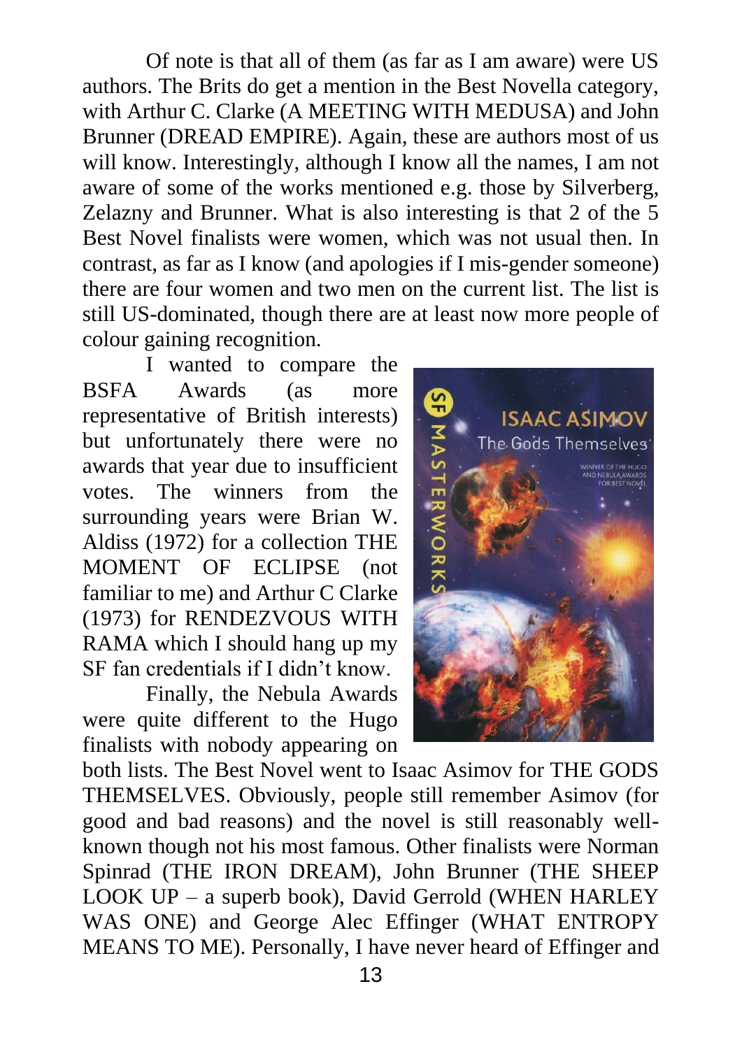Of note is that all of them (as far as I am aware) were US authors. The Brits do get a mention in the Best Novella category, with Arthur C. Clarke (A MEETING WITH MEDUSA) and John Brunner (DREAD EMPIRE). Again, these are authors most of us will know. Interestingly, although I know all the names, I am not aware of some of the works mentioned e.g. those by Silverberg, Zelazny and Brunner. What is also interesting is that 2 of the 5 Best Novel finalists were women, which was not usual then. In contrast, as far as I know (and apologies if I mis-gender someone) there are four women and two men on the current list. The list is still US-dominated, though there are at least now more people of colour gaining recognition.

I wanted to compare the BSFA Awards (as more representative of British interests) but unfortunately there were no awards that year due to insufficient votes. The winners from the surrounding years were Brian W. Aldiss (1972) for a collection THE MOMENT OF ECLIPSE (not familiar to me) and Arthur C Clarke (1973) for RENDEZVOUS WITH RAMA which I should hang up my SF fan credentials if I didn't know.

Finally, the Nebula Awards were quite different to the Hugo finalists with nobody appearing on both lists. The Best Novel went to Isaac Asimov for THE GODS THEMSELVES. Obviously, people still remember Asimov (for good and bad reasons) and the novel is still reasonably well-known though not his most famous. Other finalists were Norman Spinrad (THE IRON DREAM), John Brunner (THE SHEEP LOOK UP – a superb book), David Gerrold (WHEN HARLEY WAS ONE) and George Alec Effinger (WHAT ENTROPY MEANS TO ME). Personally, I have never heard of Effinger and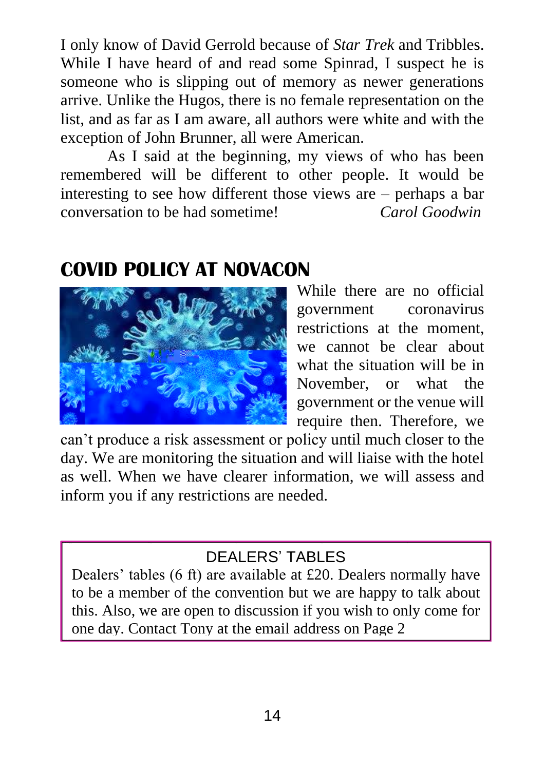I only know of David Gerrold because of *Star Trek* and Tribbles. While I have heard of and read some Spinrad, I suspect he is someone who is slipping out of memory as newer generations arrive. Unlike the Hugos, there is no female representation on the list, and as far as I am aware, all authors were white and with the exception of John Brunner, all were American.

As I said at the beginning, my views of who has been remembered will be different to other people. It would be interesting to see how different those views are – perhaps a bar conversation to be had sometime! *Carol Goodwin*

## COVID POLICY AT NOVACON

While there are no official government coronavirus restrictions at the moment, we cannot be clear about what the situation will be in November, or what the government or the venue will require then. Therefore, we can't produce a risk assessment or policy until much closer to the day. We are monitoring the situation and will liaise with the hotel as well. When we have clearer information, we will assess and inform you if any restrictions are needed.

DEALERS' TABLES

Dealers' tables (6 ft) are available at £20. Dealers normally have to be a member of the convention but we are happy to talk about this. Also, we are open to discussion if you wish to only come for one day. Contact Tony at the email address on Page 2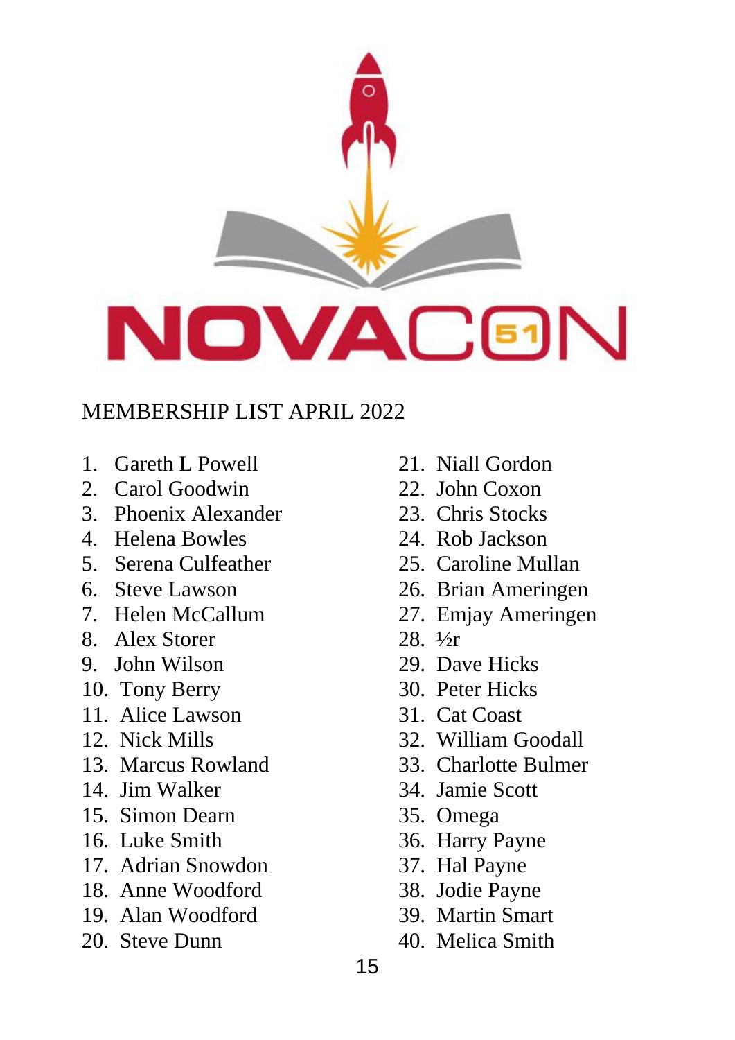NOVACON 51

MEMBERSHIP LIST APRIL 2022

1. Gareth L Powell
2. Carol Goodwin
3. Phoenix Alexander
4. Helena Bowles
5. Serena Culfeather
6. Steve Lawson
7. Helen McCallum
8. Alex Storer
9. John Wilson
10. Tony Berry
11. Alice Lawson
12. Nick Mills
13. Marcus Rowland
14. Jim Walker
15. Simon Dearn
16. Luke Smith
17. Adrian Snowdon
18. Anne Woodford
19. Alan Woodford
20. Steve Dunn
21. Niall Gordon
22. John Coxon
23. Chris Stocks
24. Rob Jackson
25. Caroline Mullan
26. Brian Ameringen
27. Emjay Ameringen
28. ½r
29. Dave Hicks
30. Peter Hicks
31. Cat Coast
32. William Goodall
33. Charlotte Bulmer
34. Jamie Scott
35. Omega
36. Harry Payne
37. Hal Payne
38. Jodie Payne
39. Martin Smart
40. Melica Smith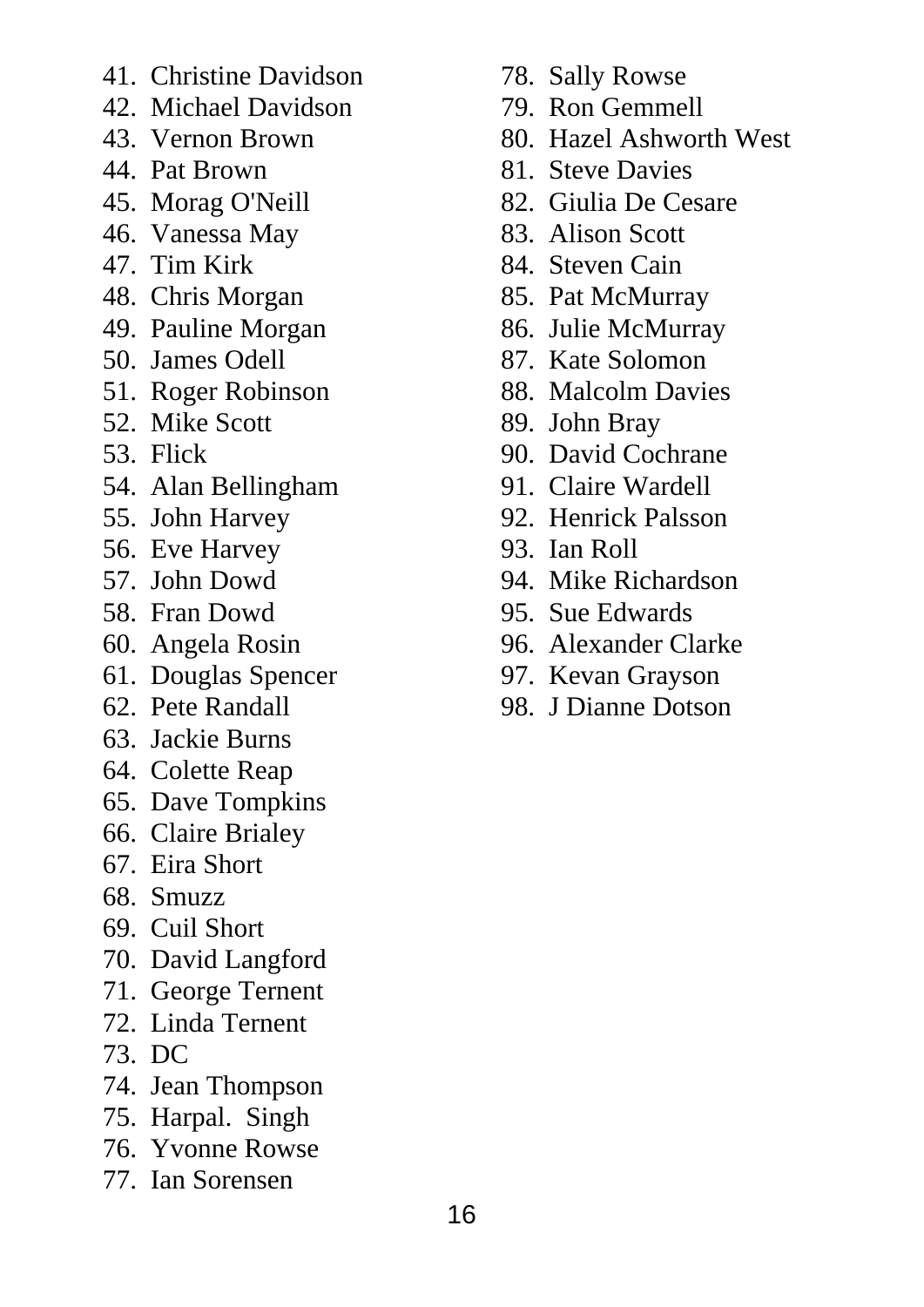41. Christine Davidson
42. Michael Davidson
43. Vernon Brown
44. Pat Brown
45. Morag O'Neill
46. Vanessa May
47. Tim Kirk
48. Chris Morgan
49. Pauline Morgan
50. James Odell
51. Roger Robinson
52. Mike Scott
53. Flick
54. Alan Bellingham
55. John Harvey
56. Eve Harvey
57. John Dowd
58. Fran Dowd
60. Angela Rosin
61. Douglas Spencer
62. Pete Randall
63. Jackie Burns
64. Colette Reap
65. Dave Tompkins
66. Claire Brialey
67. Eira Short
68. Smuzz
69. Cuil Short
70. David Langford
71. George Ternent
72. Linda Ternent
73. DC
74. Jean Thompson
75. Harpal. Singh
76. Yvonne Rowse
77. Ian Sorensen
78. Sally Rowse
79. Ron Gemmell
80. Hazel Ashworth West
81. Steve Davies
82. Giulia De Cesare
83. Alison Scott
84. Steven Cain
85. Pat McMurray
86. Julie McMurray
87. Kate Solomon
88. Malcolm Davies
89. John Bray
90. David Cochrane
91. Claire Wardell
92. Henrick Palsson
93. Ian Roll
94. Mike Richardson
95. Sue Edwards
96. Alexander Clarke
97. Kevan Grayson
98. J Dianne Dotson